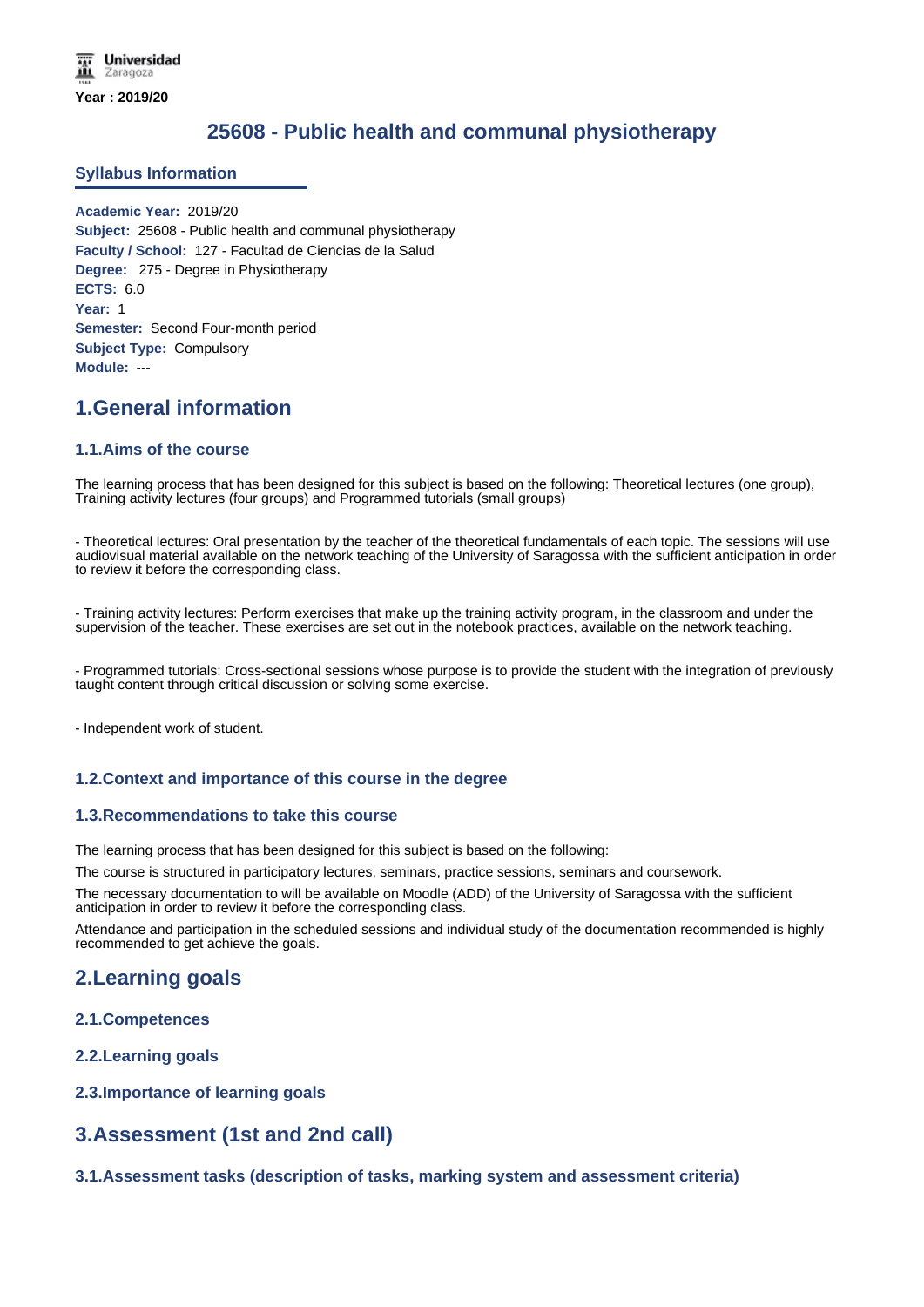Universidad Zaragoza

**Year : 2019/20**

# 25608 - Public health and communal physiotherapy

## Syllabus Information

**Academic Year:** 2019/20
**Subject:** 25608 - Public health and communal physiotherapy
**Faculty / School:** 127 - Facultad de Ciencias de la Salud
**Degree:** 275 - Degree in Physiotherapy
**ECTS:** 6.0
**Year:** 1
**Semester:** Second Four-month period
**Subject Type:** Compulsory
**Module:** ---

## 1.General information

### 1.1.Aims of the course

The learning process that has been designed for this subject is based on the following: Theoretical lectures (one group), Training activity lectures (four groups) and Programmed tutorials (small groups)

- Theoretical lectures: Oral presentation by the teacher of the theoretical fundamentals of each topic. The sessions will use audiovisual material available on the network teaching of the University of Saragossa with the sufficient anticipation in order to review it before the corresponding class.

- Training activity lectures: Perform exercises that make up the training activity program, in the classroom and under the supervision of the teacher. These exercises are set out in the notebook practices, available on the network teaching.

- Programmed tutorials: Cross-sectional sessions whose purpose is to provide the student with the integration of previously taught content through critical discussion or solving some exercise.

- Independent work of student.

### 1.2.Context and importance of this course in the degree

### 1.3.Recommendations to take this course

The learning process that has been designed for this subject is based on the following:

The course is structured in participatory lectures, seminars, practice sessions, seminars and coursework.

The necessary documentation to will be available on Moodle (ADD) of the University of Saragossa with the sufficient anticipation in order to review it before the corresponding class.

Attendance and participation in the scheduled sessions and individual study of the documentation recommended is highly recommended to get achieve the goals.

## 2.Learning goals

### 2.1.Competences

### 2.2.Learning goals

### 2.3.Importance of learning goals

## 3.Assessment (1st and 2nd call)

### 3.1.Assessment tasks (description of tasks, marking system and assessment criteria)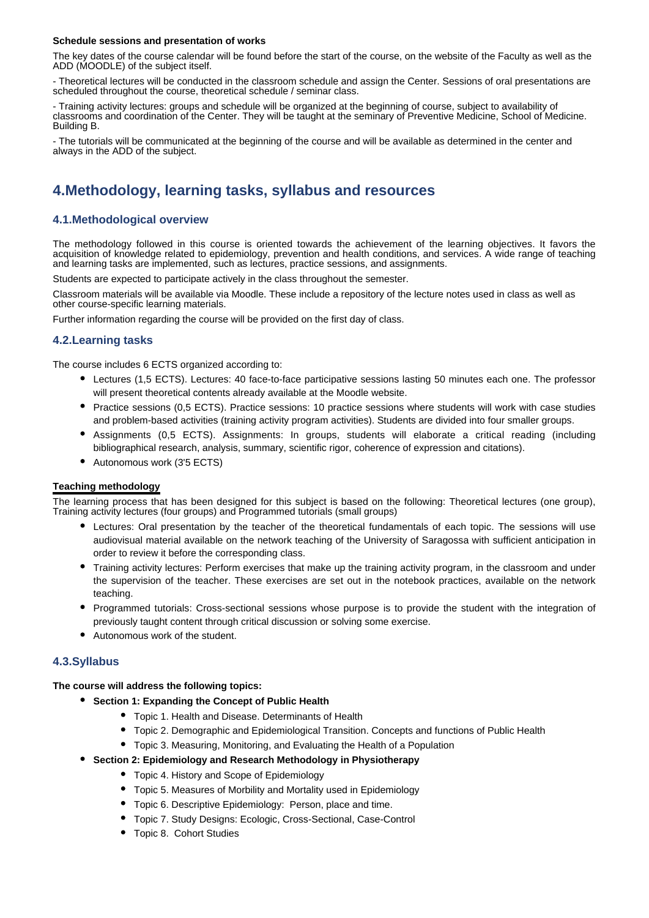**Schedule sessions and presentation of works**

The key dates of the course calendar will be found before the start of the course, on the website of the Faculty as well as the ADD (MOODLE) of the subject itself.

- Theoretical lectures will be conducted in the classroom schedule and assign the Center. Sessions of oral presentations are scheduled throughout the course, theoretical schedule / seminar class.

- Training activity lectures: groups and schedule will be organized at the beginning of course, subject to availability of classrooms and coordination of the Center. They will be taught at the seminary of Preventive Medicine, School of Medicine. Building B.

- The tutorials will be communicated at the beginning of the course and will be available as determined in the center and always in the ADD of the subject.

# 4.Methodology, learning tasks, syllabus and resources

## 4.1.Methodological overview

The methodology followed in this course is oriented towards the achievement of the learning objectives. It favors the acquisition of knowledge related to epidemiology, prevention and health conditions, and services. A wide range of teaching and learning tasks are implemented, such as lectures, practice sessions, and assignments.

Students are expected to participate actively in the class throughout the semester.

Classroom materials will be available via Moodle. These include a repository of the lecture notes used in class as well as other course-specific learning materials.

Further information regarding the course will be provided on the first day of class.

## 4.2.Learning tasks

The course includes 6 ECTS organized according to:

- Lectures (1,5 ECTS). Lectures: 40 face-to-face participative sessions lasting 50 minutes each one. The professor will present theoretical contents already available at the Moodle website.
- Practice sessions (0,5 ECTS). Practice sessions: 10 practice sessions where students will work with case studies and problem-based activities (training activity program activities). Students are divided into four smaller groups.
- Assignments (0,5 ECTS). Assignments: In groups, students will elaborate a critical reading (including bibliographical research, analysis, summary, scientific rigor, coherence of expression and citations).
- Autonomous work (3'5 ECTS)

**Teaching methodology**

The learning process that has been designed for this subject is based on the following: Theoretical lectures (one group), Training activity lectures (four groups) and Programmed tutorials (small groups)

- Lectures: Oral presentation by the teacher of the theoretical fundamentals of each topic. The sessions will use audiovisual material available on the network teaching of the University of Saragossa with sufficient anticipation in order to review it before the corresponding class.
- Training activity lectures: Perform exercises that make up the training activity program, in the classroom and under the supervision of the teacher. These exercises are set out in the notebook practices, available on the network teaching.
- Programmed tutorials: Cross-sectional sessions whose purpose is to provide the student with the integration of previously taught content through critical discussion or solving some exercise.
- Autonomous work of the student.

## 4.3.Syllabus

**The course will address the following topics:**

- **Section 1: Expanding the Concept of Public Health**
  - Topic 1. Health and Disease. Determinants of Health
  - Topic 2. Demographic and Epidemiological Transition. Concepts and functions of Public Health
  - Topic 3. Measuring, Monitoring, and Evaluating the Health of a Population
- **Section 2: Epidemiology and Research Methodology in Physiotherapy**
  - Topic 4. History and Scope of Epidemiology
  - Topic 5. Measures of Morbility and Mortality used in Epidemiology
  - Topic 6. Descriptive Epidemiology: Person, place and time.
  - Topic 7. Study Designs: Ecologic, Cross-Sectional, Case-Control
  - Topic 8. Cohort Studies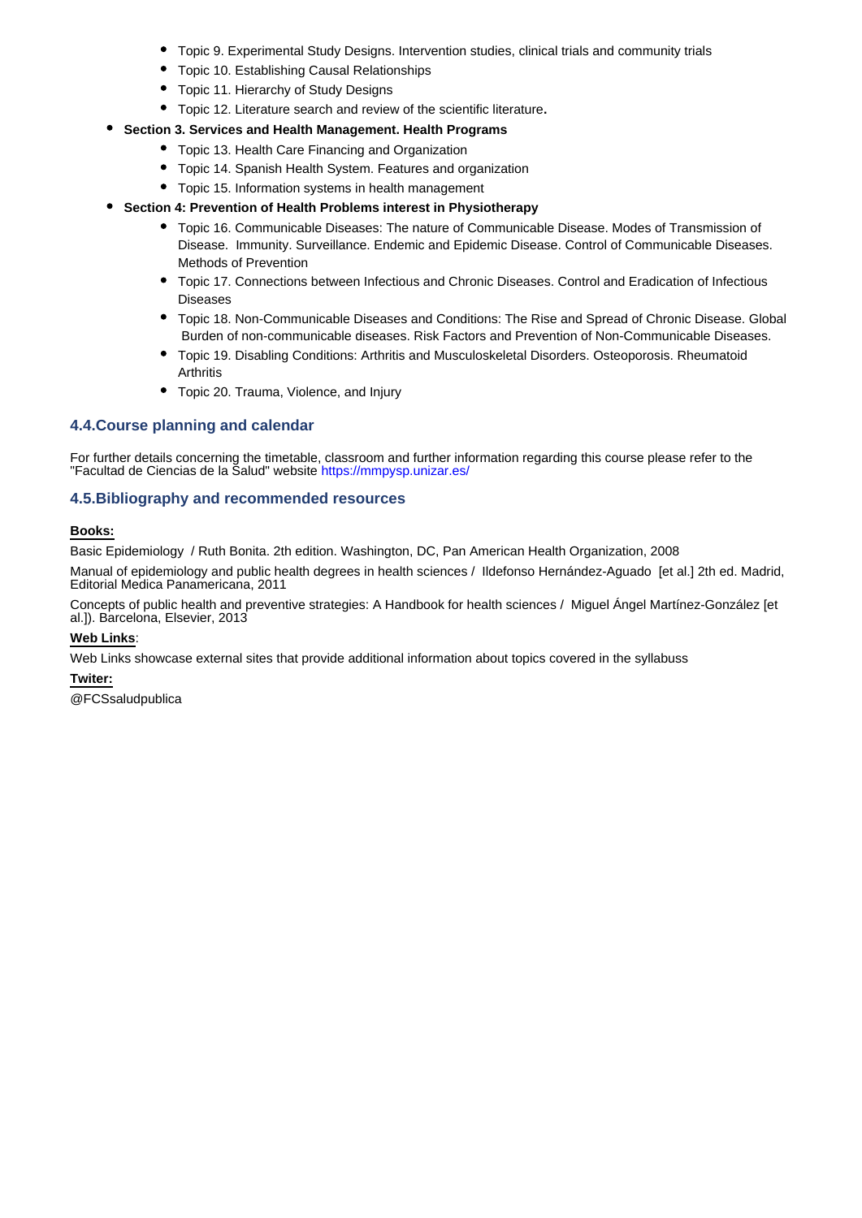- Topic 9. Experimental Study Designs. Intervention studies, clinical trials and community trials
  - Topic 10. Establishing Causal Relationships
  - Topic 11. Hierarchy of Study Designs
  - Topic 12. Literature search and review of the scientific literature**.**
- **Section 3. Services and Health Management. Health Programs**
  - Topic 13. Health Care Financing and Organization
  - Topic 14. Spanish Health System. Features and organization
  - Topic 15. Information systems in health management
- **Section 4: Prevention of Health Problems interest in Physiotherapy**
  - Topic 16. Communicable Diseases: The nature of Communicable Disease. Modes of Transmission of Disease. Immunity. Surveillance. Endemic and Epidemic Disease. Control of Communicable Diseases. Methods of Prevention
  - Topic 17. Connections between Infectious and Chronic Diseases. Control and Eradication of Infectious Diseases
  - Topic 18. Non-Communicable Diseases and Conditions: The Rise and Spread of Chronic Disease. Global Burden of non-communicable diseases. Risk Factors and Prevention of Non-Communicable Diseases.
  - Topic 19. Disabling Conditions: Arthritis and Musculoskeletal Disorders. Osteoporosis. Rheumatoid Arthritis
  - Topic 20. Trauma, Violence, and Injury

## 4.4.Course planning and calendar

For further details concerning the timetable, classroom and further information regarding this course please refer to the "Facultad de Ciencias de la Salud" website https://mmpysp.unizar.es/

## 4.5.Bibliography and recommended resources

**Books:**

Basic Epidemiology / Ruth Bonita. 2th edition. Washington, DC, Pan American Health Organization, 2008

Manual of epidemiology and public health degrees in health sciences / Ildefonso Hernández-Aguado [et al.] 2th ed. Madrid, Editorial Medica Panamericana, 2011

Concepts of public health and preventive strategies: A Handbook for health sciences / Miguel Ángel Martínez-González [et al.]). Barcelona, Elsevier, 2013

**Web Links**:

Web Links showcase external sites that provide additional information about topics covered in the syllabuss

**Twiter:**

@FCSsaludpublica